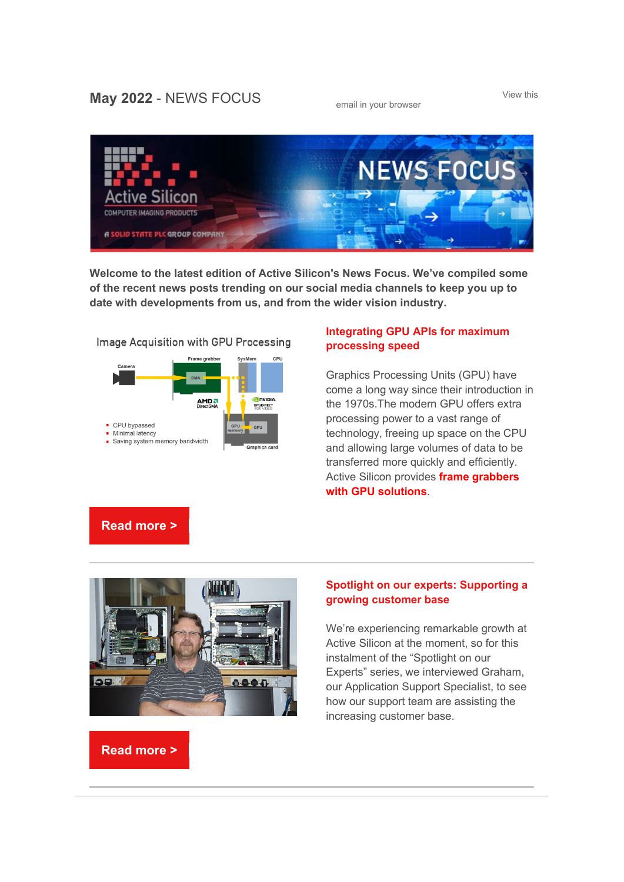**May 2022** - NEWS FOCUS

View this email in your browser

**Welcome to the latest edition of Active Silicon's News Focus. We've compiled some of the recent news posts trending on our social media channels to keep you up to date with developments from us, and from the wider vision industry.**

Image Acquisition with GPU Processing

Frame grabber
SysMem
CPU
Camera
DMA
AMD DirectGMA
NVIDIA GPUDIRECT FOR VIDEO
GPU memory
GPU
Graphics card

- CPU bypassed
- Minimal latency
- Saving system memory bandwidth

## Integrating GPU APIs for maximum processing speed

Graphics Processing Units (GPU) have come a long way since their introduction in the 1970s.The modern GPU offers extra processing power to a vast range of technology, freeing up space on the CPU and allowing large volumes of data to be transferred more quickly and efficiently. Active Silicon provides **frame grabbers with GPU solutions**.

**Read more >**

---

## Spotlight on our experts: Supporting a growing customer base

We're experiencing remarkable growth at Active Silicon at the moment, so for this instalment of the "Spotlight on our Experts" series, we interviewed Graham, our Application Support Specialist, to see how our support team are assisting the increasing customer base.

**Read more >**

---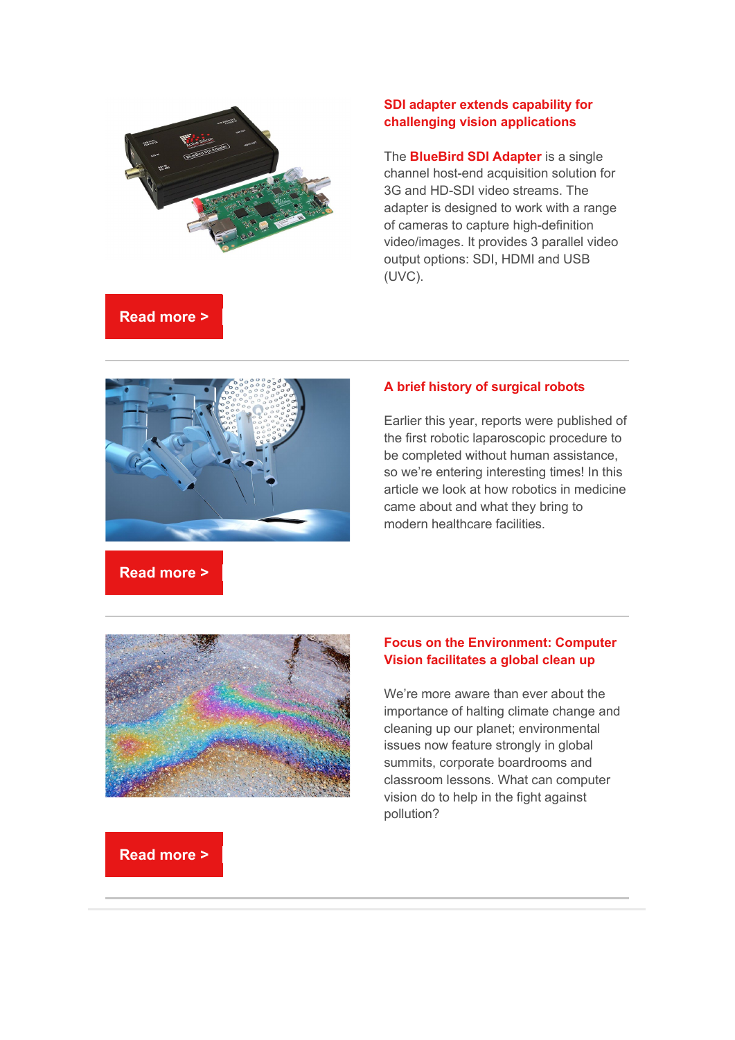### SDI adapter extends capability for challenging vision applications

The **BlueBird SDI Adapter** is a single channel host-end acquisition solution for 3G and HD-SDI video streams. The adapter is designed to work with a range of cameras to capture high-definition video/images. It provides 3 parallel video output options: SDI, HDMI and USB (UVC).

**Read more >**

---

### A brief history of surgical robots

Earlier this year, reports were published of the first robotic laparoscopic procedure to be completed without human assistance, so we're entering interesting times! In this article we look at how robotics in medicine came about and what they bring to modern healthcare facilities.

**Read more >**

---

### Focus on the Environment: Computer Vision facilitates a global clean up

We're more aware than ever about the importance of halting climate change and cleaning up our planet; environmental issues now feature strongly in global summits, corporate boardrooms and classroom lessons. What can computer vision do to help in the fight against pollution?

**Read more >**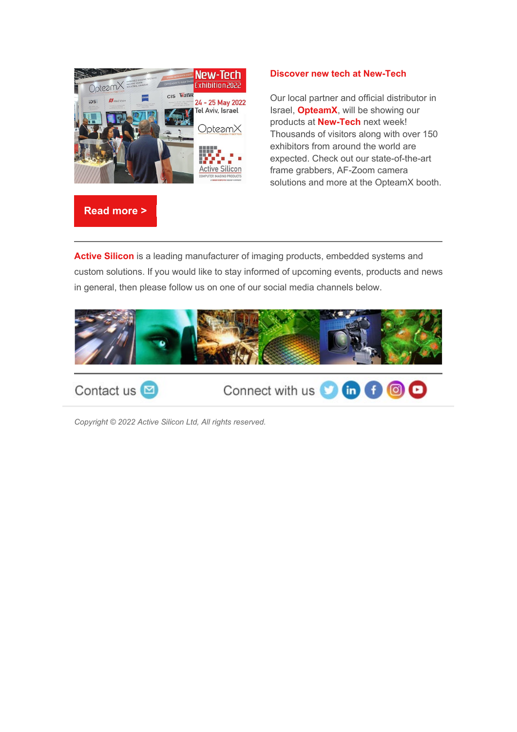### Discover new tech at New-Tech

Our local partner and official distributor in Israel, **OpteamX**, will be showing our products at **New-Tech** next week! Thousands of visitors along with over 150 exhibitors from around the world are expected. Check out our state-of-the-art frame grabbers, AF-Zoom camera solutions and more at the OpteamX booth.

**Read more >**

---

**Active Silicon** is a leading manufacturer of imaging products, embedded systems and custom solutions. If you would like to stay informed of upcoming events, products and news in general, then please follow us on one of our social media channels below.

---

Contact us

Connect with us

*Copyright © 2022 Active Silicon Ltd, All rights reserved.*